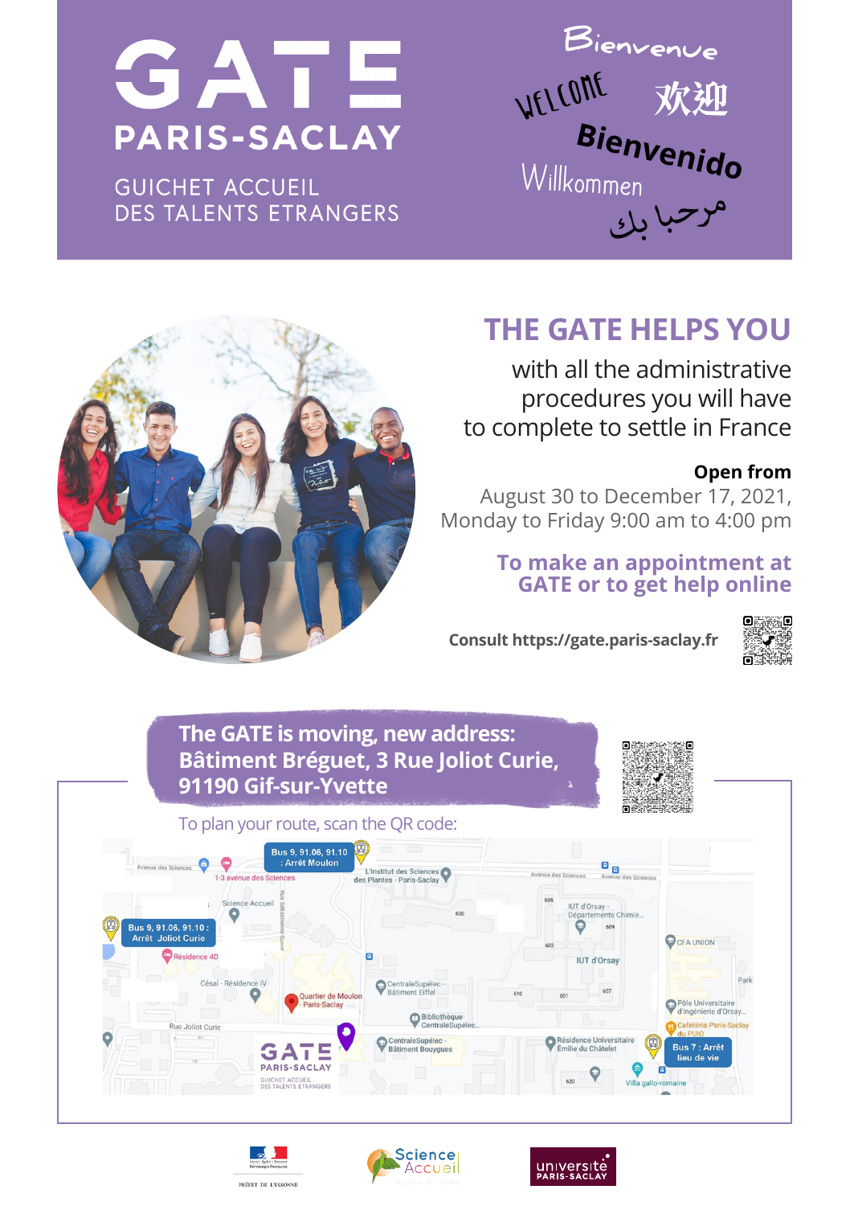# GATE PARIS-SACLAY

GUICHET ACCUEIL
DES TALENTS ETRANGERS

Bienvenue

WELCOME

欢迎

Bienvenido

Willkommen

مرحبا بك

## THE GATE HELPS YOU

with all the administrative procedures you will have to complete to settle in France

**Open from**
August 30 to December 17, 2021,
Monday to Friday 9:00 am to 4:00 pm

**To make an appointment at GATE or to get help online**

**Consult https://gate.paris-saclay.fr**

**The GATE is moving, new address: Bâtiment Bréguet, 3 Rue Joliot Curie, 91190 Gif-sur-Yvette**

To plan your route, scan the QR code:

Bus 9, 91.06, 91.10 : Arrêt Moulon

Bus 9, 91.06, 91.10 : Arrêt Joliot Curie

Bus 7 : Arrêt lieu de vie

PRÉFET DE L'ESSONNE

Science Accueil

université PARIS-SACLAY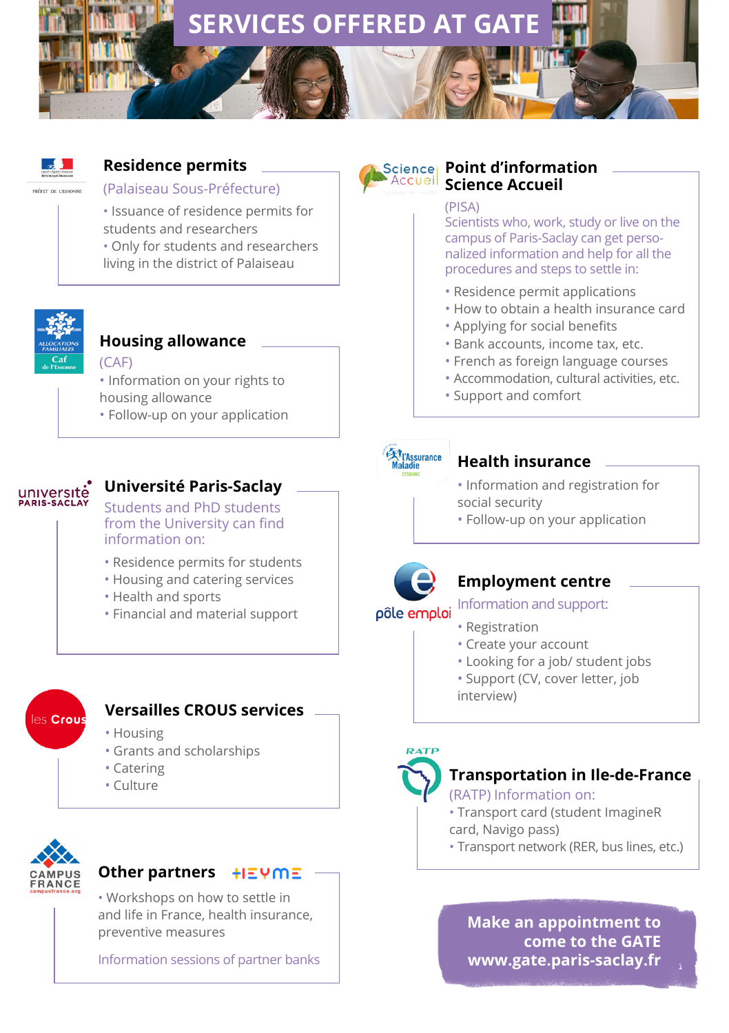# SERVICES OFFERED AT GATE

## Residence permits

(Palaiseau Sous-Préfecture)

- Issuance of residence permits for students and researchers
- Only for students and researchers living in the district of Palaiseau

## Housing allowance

(CAF)

- Information on your rights to housing allowance
- Follow-up on your application

## Université Paris-Saclay

Students and PhD students from the University can find information on:

- Residence permits for students
- Housing and catering services
- Health and sports
- Financial and material support

## Versailles CROUS services

- Housing
- Grants and scholarships
- Catering
- Culture

## Other partners

- Workshops on how to settle in and life in France, health insurance, preventive measures

Information sessions of partner banks

## Point d'information Science Accueil

(PISA)

Scientists who, work, study or live on the campus of Paris-Saclay can get perso-nalized information and help for all the procedures and steps to settle in:

- Residence permit applications
- How to obtain a health insurance card
- Applying for social benefits
- Bank accounts, income tax, etc.
- French as foreign language courses
- Accommodation, cultural activities, etc.
- Support and comfort

## Health insurance

- Information and registration for social security
- Follow-up on your application

## Employment centre

Information and support:

- Registration
- Create your account
- Looking for a job/ student jobs
- Support (CV, cover letter, job interview)

## Transportation in Ile-de-France

(RATP) Information on:

- Transport card (student ImagineR card, Navigo pass)
- Transport network (RER, bus lines, etc.)

**Make an appointment to come to the GATE www.gate.paris-saclay.fr**